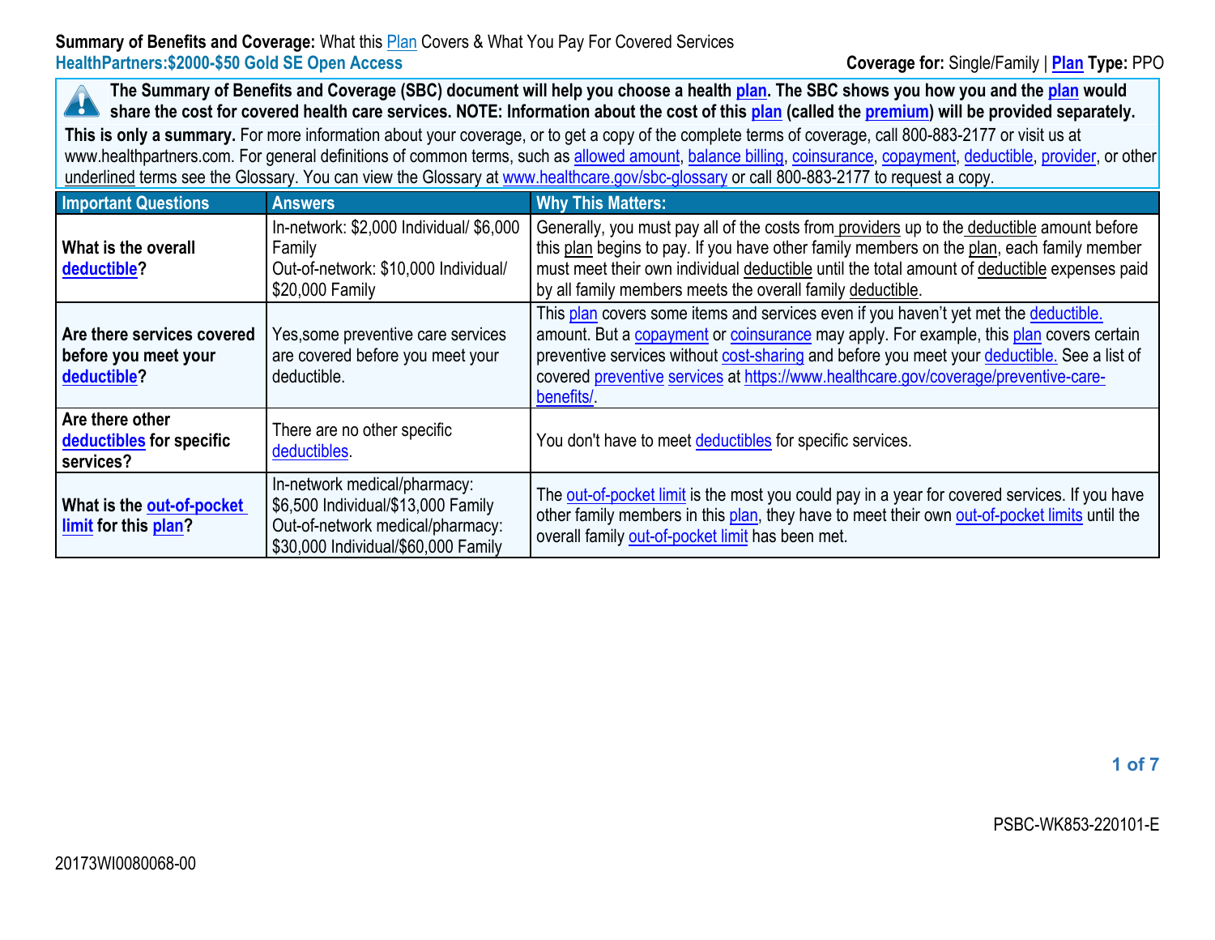**Summary of Benefits and Coverage:** What this Plan Covers & What You Pay For Covered Services

**HealthPartners:$2000-$50 Gold SE Open Access**

**Coverage for:** Single/Family | **Plan Type:** PPO

**The Summary of Benefits and Coverage (SBC) document will help you choose a health plan. The SBC shows you how you and the plan would share the cost for covered health care services. NOTE: Information about the cost of this plan (called the premium) will be provided separately.**

**This is only a summary.** For more information about your coverage, or to get a copy of the complete terms of coverage, call 800-883-2177 or visit us at www.healthpartners.com. For general definitions of common terms, such as allowed amount, balance billing, coinsurance, copayment, deductible, provider, or other underlined terms see the Glossary. You can view the Glossary at www.healthcare.gov/sbc-glossary or call 800-883-2177 to request a copy.

| Important Questions | Answers | Why This Matters: |
|---|---|---|
| **What is the overall deductible?** | In-network: $2,000 Individual/ $6,000 Family<br>Out-of-network: $10,000 Individual/ $20,000 Family | Generally, you must pay all of the costs from providers up to the deductible amount before this plan begins to pay. If you have other family members on the plan, each family member must meet their own individual deductible until the total amount of deductible expenses paid by all family members meets the overall family deductible. |
| **Are there services covered before you meet your deductible?** | Yes,some preventive care services are covered before you meet your deductible. | This plan covers some items and services even if you haven't yet met the deductible. amount. But a copayment or coinsurance may apply. For example, this plan covers certain preventive services without cost-sharing and before you meet your deductible. See a list of covered preventive services at https://www.healthcare.gov/coverage/preventive-care-benefits/. |
| **Are there other deductibles for specific services?** | There are no other specific deductibles. | You don't have to meet deductibles for specific services. |
| **What is the out-of-pocket limit for this plan?** | In-network medical/pharmacy: $6,500 Individual/$13,000 Family<br>Out-of-network medical/pharmacy: $30,000 Individual/$60,000 Family | The out-of-pocket limit is the most you could pay in a year for covered services. If you have other family members in this plan, they have to meet their own out-of-pocket limits until the overall family out-of-pocket limit has been met. |

PSBC-WK853-220101-E

20173WI0080068-00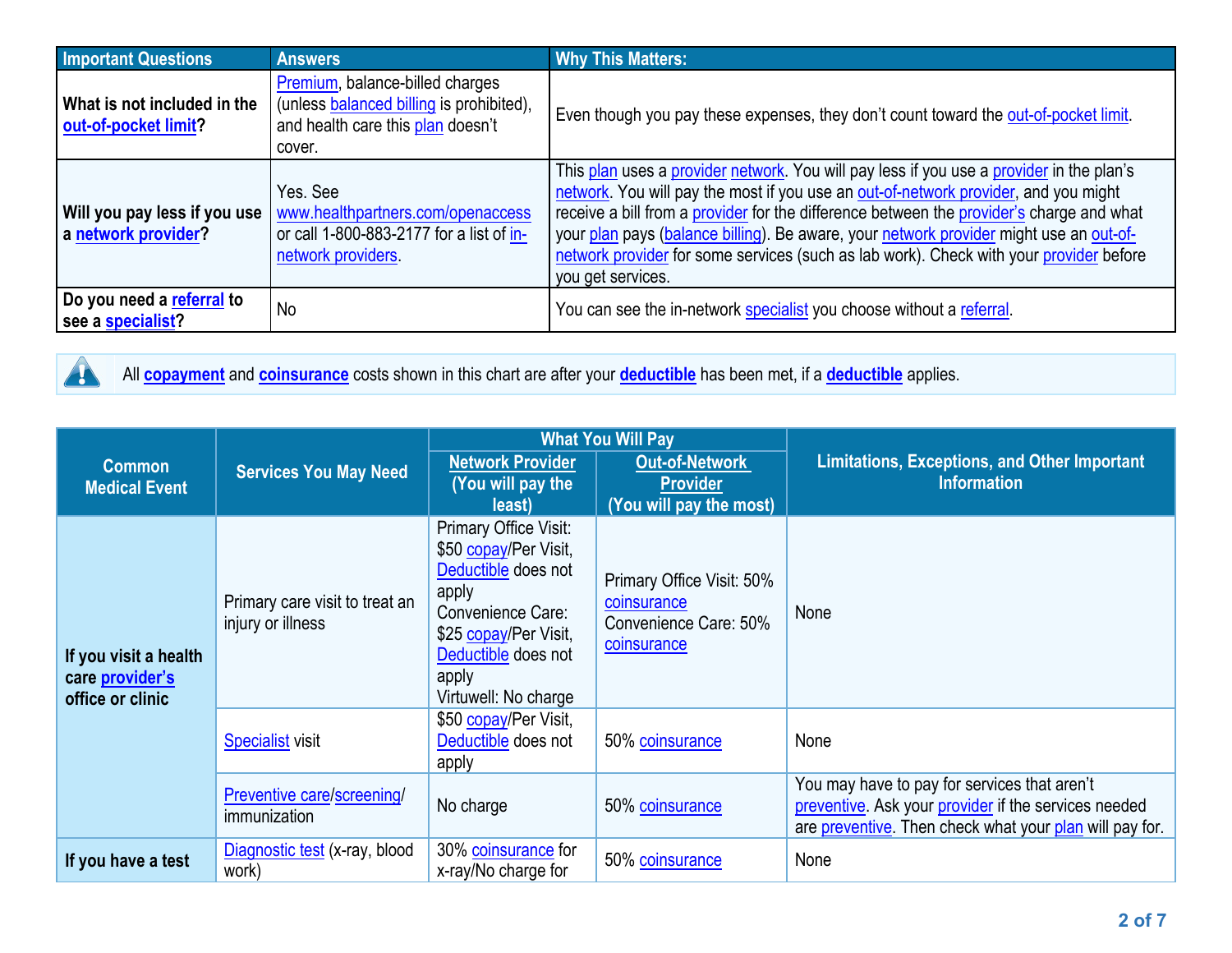| Important Questions | Answers | Why This Matters: |
|---|---|---|
| **What is not included in the out-of-pocket limit?** | Premium, balance-billed charges (unless balanced billing is prohibited), and health care this plan doesn't cover. | Even though you pay these expenses, they don't count toward the out-of-pocket limit. |
| **Will you pay less if you use a network provider?** | Yes. See www.healthpartners.com/openaccess or call 1-800-883-2177 for a list of in-network providers. | This plan uses a provider network. You will pay less if you use a provider in the plan's network. You will pay the most if you use an out-of-network provider, and you might receive a bill from a provider for the difference between the provider's charge and what your plan pays (balance billing). Be aware, your network provider might use an out-of-network provider for some services (such as lab work). Check with your provider before you get services. |
| **Do you need a referral to see a specialist?** | No | You can see the in-network specialist you choose without a referral. |

All **copayment** and **coinsurance** costs shown in this chart are after your **deductible** has been met, if a **deductible** applies.

| Common Medical Event | Services You May Need | What You Will Pay | | Limitations, Exceptions, and Other Important Information |
|---|---|---|---|---|
| | | **Network Provider (You will pay the least)** | **Out-of-Network Provider (You will pay the most)** | |
| **If you visit a health care provider's office or clinic** | Primary care visit to treat an injury or illness | Primary Office Visit: $50 copay/Per Visit, Deductible does not apply<br>Convenience Care: $25 copay/Per Visit, Deductible does not apply<br>Virtuwell: No charge | Primary Office Visit: 50% coinsurance<br>Convenience Care: 50% coinsurance | None |
| | Specialist visit | $50 copay/Per Visit, Deductible does not apply | 50% coinsurance | None |
| | Preventive care/screening/ immunization | No charge | 50% coinsurance | You may have to pay for services that aren't preventive. Ask your provider if the services needed are preventive. Then check what your plan will pay for. |
| **If you have a test** | Diagnostic test (x-ray, blood work) | 30% coinsurance for x-ray/No charge for | 50% coinsurance | None |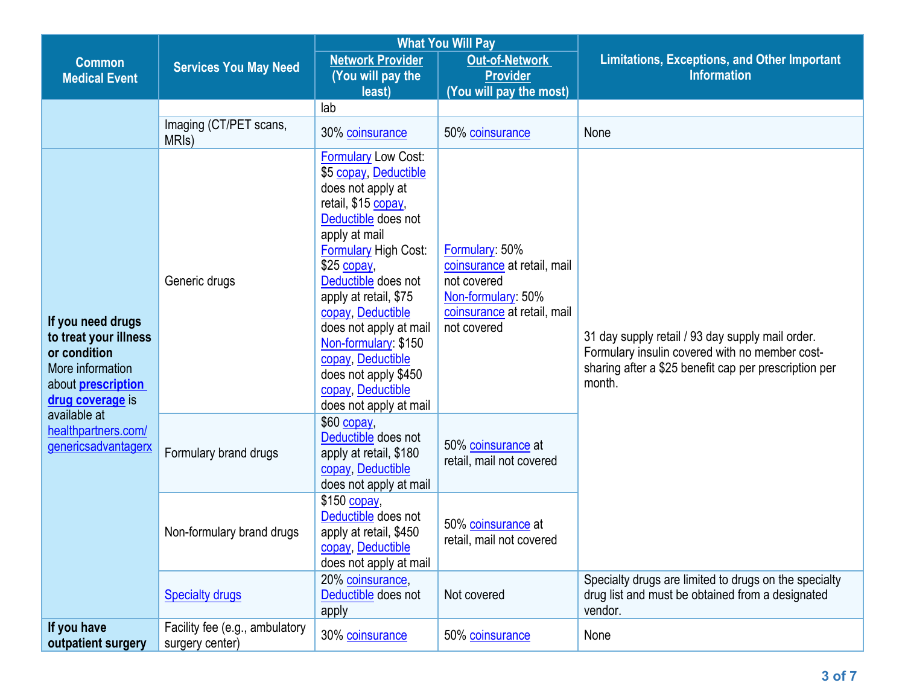| Common Medical Event | Services You May Need | What You Will Pay | | Limitations, Exceptions, and Other Important Information |
|---|---|---|---|---|
| | | Network Provider (You will pay the least) | Out-of-Network Provider (You will pay the most) | |
| | | lab | | |
| | Imaging (CT/PET scans, MRIs) | 30% coinsurance | 50% coinsurance | None |
| **If you need drugs to treat your illness or condition** More information about **prescription drug coverage** is available at healthpartners.com/genericsadvantagerx | Generic drugs | Formulary Low Cost: $5 copay, Deductible does not apply at retail, $15 copay, Deductible does not apply at mail Formulary High Cost: $25 copay, Deductible does not apply at retail, $75 copay, Deductible does not apply at mail Non-formulary: $150 copay, Deductible does not apply $450 copay, Deductible does not apply at mail | Formulary: 50% coinsurance at retail, mail not covered Non-formulary: 50% coinsurance at retail, mail not covered | 31 day supply retail / 93 day supply mail order. Formulary insulin covered with no member cost-sharing after a $25 benefit cap per prescription per month. |
| | Formulary brand drugs | $60 copay, Deductible does not apply at retail, $180 copay, Deductible does not apply at mail | 50% coinsurance at retail, mail not covered | |
| | Non-formulary brand drugs | $150 copay, Deductible does not apply at retail, $450 copay, Deductible does not apply at mail | 50% coinsurance at retail, mail not covered | |
| | Specialty drugs | 20% coinsurance, Deductible does not apply | Not covered | Specialty drugs are limited to drugs on the specialty drug list and must be obtained from a designated vendor. |
| **If you have outpatient surgery** | Facility fee (e.g., ambulatory surgery center) | 30% coinsurance | 50% coinsurance | None |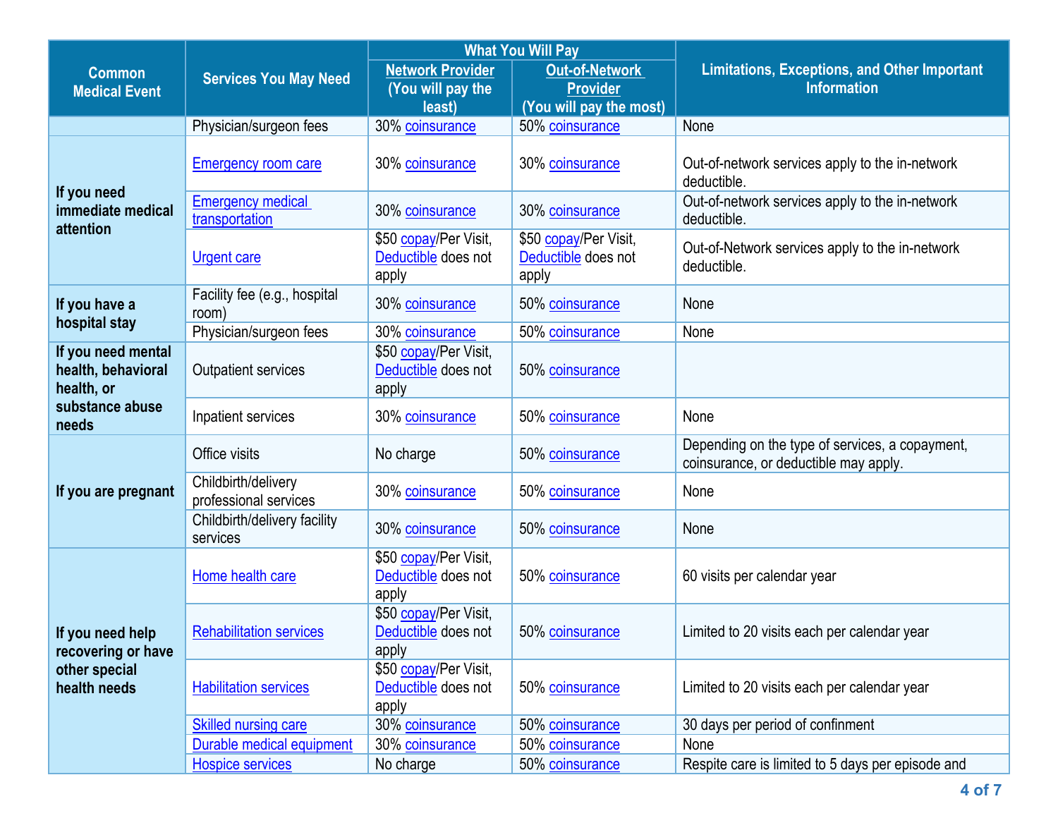| Common Medical Event | Services You May Need | What You Will Pay | | Limitations, Exceptions, and Other Important Information |
|---|---|---|---|---|
| | | Network Provider (You will pay the least) | Out-of-Network Provider (You will pay the most) | |
| | Physician/surgeon fees | 30% coinsurance | 50% coinsurance | None |
| If you need immediate medical attention | Emergency room care | 30% coinsurance | 30% coinsurance | Out-of-network services apply to the in-network deductible. |
| | Emergency medical transportation | 30% coinsurance | 30% coinsurance | Out-of-network services apply to the in-network deductible. |
| | Urgent care | $50 copay/Per Visit, Deductible does not apply | $50 copay/Per Visit, Deductible does not apply | Out-of-Network services apply to the in-network deductible. |
| If you have a hospital stay | Facility fee (e.g., hospital room) | 30% coinsurance | 50% coinsurance | None |
| | Physician/surgeon fees | 30% coinsurance | 50% coinsurance | None |
| If you need mental health, behavioral health, or substance abuse needs | Outpatient services | $50 copay/Per Visit, Deductible does not apply | 50% coinsurance | |
| | Inpatient services | 30% coinsurance | 50% coinsurance | None |
| If you are pregnant | Office visits | No charge | 50% coinsurance | Depending on the type of services, a copayment, coinsurance, or deductible may apply. |
| | Childbirth/delivery professional services | 30% coinsurance | 50% coinsurance | None |
| | Childbirth/delivery facility services | 30% coinsurance | 50% coinsurance | None |
| If you need help recovering or have other special health needs | Home health care | $50 copay/Per Visit, Deductible does not apply | 50% coinsurance | 60 visits per calendar year |
| | Rehabilitation services | $50 copay/Per Visit, Deductible does not apply | 50% coinsurance | Limited to 20 visits each per calendar year |
| | Habilitation services | $50 copay/Per Visit, Deductible does not apply | 50% coinsurance | Limited to 20 visits each per calendar year |
| | Skilled nursing care | 30% coinsurance | 50% coinsurance | 30 days per period of confinment |
| | Durable medical equipment | 30% coinsurance | 50% coinsurance | None |
| | Hospice services | No charge | 50% coinsurance | Respite care is limited to 5 days per episode and |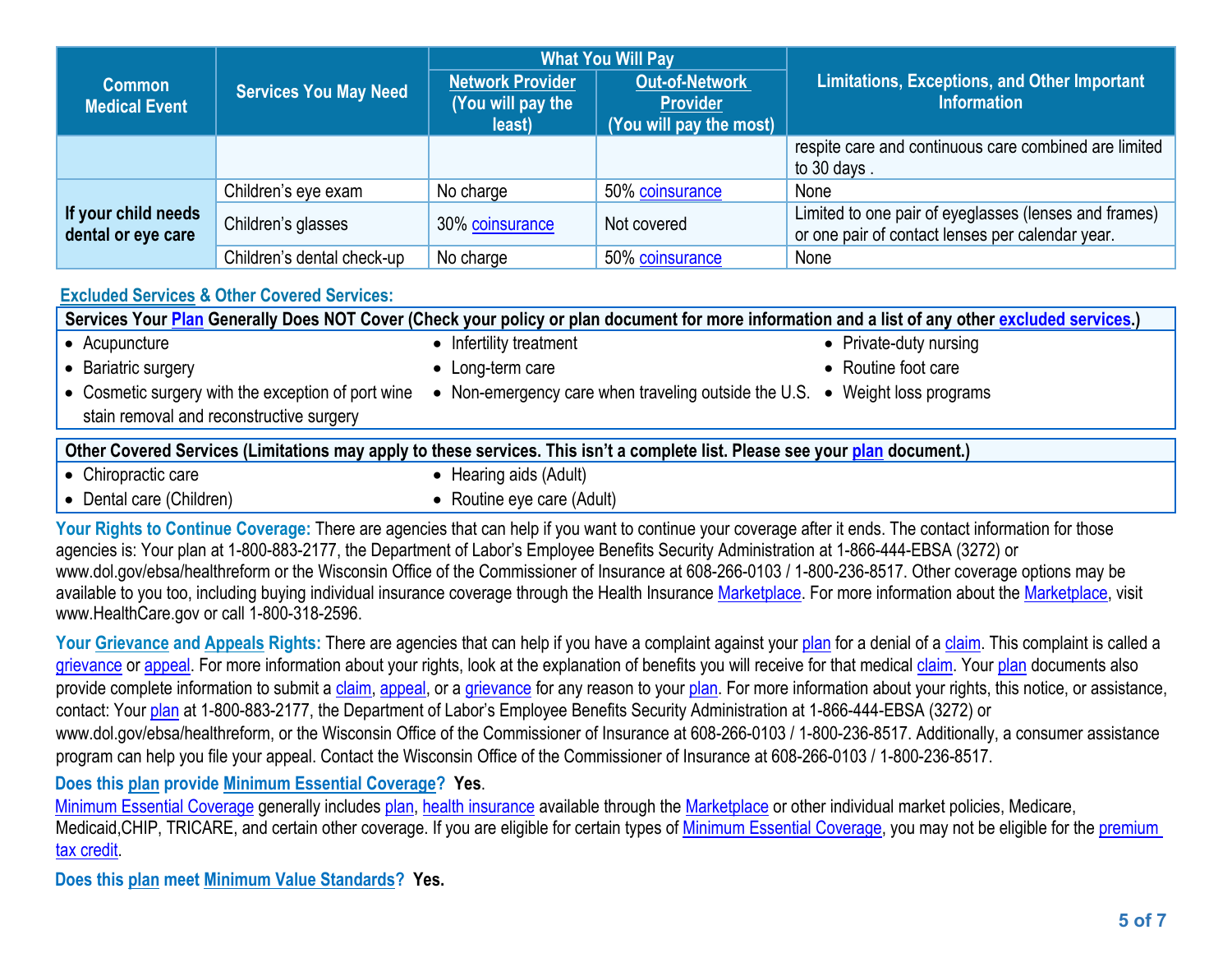| Common Medical Event | Services You May Need | What You Will Pay | | Limitations, Exceptions, and Other Important Information |
|---|---|---|---|---|
| | | Network Provider (You will pay the least) | Out-of-Network Provider (You will pay the most) | |
| | | | | respite care and continuous care combined are limited to 30 days . |
| If your child needs dental or eye care | Children's eye exam | No charge | 50% coinsurance | None |
| | Children's glasses | 30% coinsurance | Not covered | Limited to one pair of eyeglasses (lenses and frames) or one pair of contact lenses per calendar year. |
| | Children's dental check-up | No charge | 50% coinsurance | None |

## Excluded Services & Other Covered Services:

**Services Your Plan Generally Does NOT Cover (Check your policy or plan document for more information and a list of any other excluded services.)**

- Acupuncture
- Bariatric surgery
- Cosmetic surgery with the exception of port wine stain removal and reconstructive surgery
- Infertility treatment
- Long-term care
- Non-emergency care when traveling outside the U.S.
- Private-duty nursing
- Routine foot care
- Weight loss programs

**Other Covered Services (Limitations may apply to these services. This isn't a complete list. Please see your plan document.)**

- Chiropractic care
- Dental care (Children)
- Hearing aids (Adult)
- Routine eye care (Adult)

**Your Rights to Continue Coverage:** There are agencies that can help if you want to continue your coverage after it ends. The contact information for those agencies is: Your plan at 1-800-883-2177, the Department of Labor's Employee Benefits Security Administration at 1-866-444-EBSA (3272) or www.dol.gov/ebsa/healthreform or the Wisconsin Office of the Commissioner of Insurance at 608-266-0103 / 1-800-236-8517. Other coverage options may be available to you too, including buying individual insurance coverage through the Health Insurance Marketplace. For more information about the Marketplace, visit www.HealthCare.gov or call 1-800-318-2596.

**Your Grievance and Appeals Rights:** There are agencies that can help if you have a complaint against your plan for a denial of a claim. This complaint is called a grievance or appeal. For more information about your rights, look at the explanation of benefits you will receive for that medical claim. Your plan documents also provide complete information to submit a claim, appeal, or a grievance for any reason to your plan. For more information about your rights, this notice, or assistance, contact: Your plan at 1-800-883-2177, the Department of Labor's Employee Benefits Security Administration at 1-866-444-EBSA (3272) or www.dol.gov/ebsa/healthreform, or the Wisconsin Office of the Commissioner of Insurance at 608-266-0103 / 1-800-236-8517. Additionally, a consumer assistance program can help you file your appeal. Contact the Wisconsin Office of the Commissioner of Insurance at 608-266-0103 / 1-800-236-8517.

**Does this plan provide Minimum Essential Coverage? Yes.**

Minimum Essential Coverage generally includes plan, health insurance available through the Marketplace or other individual market policies, Medicare, Medicaid,CHIP, TRICARE, and certain other coverage. If you are eligible for certain types of Minimum Essential Coverage, you may not be eligible for the premium tax credit.

**Does this plan meet Minimum Value Standards? Yes.**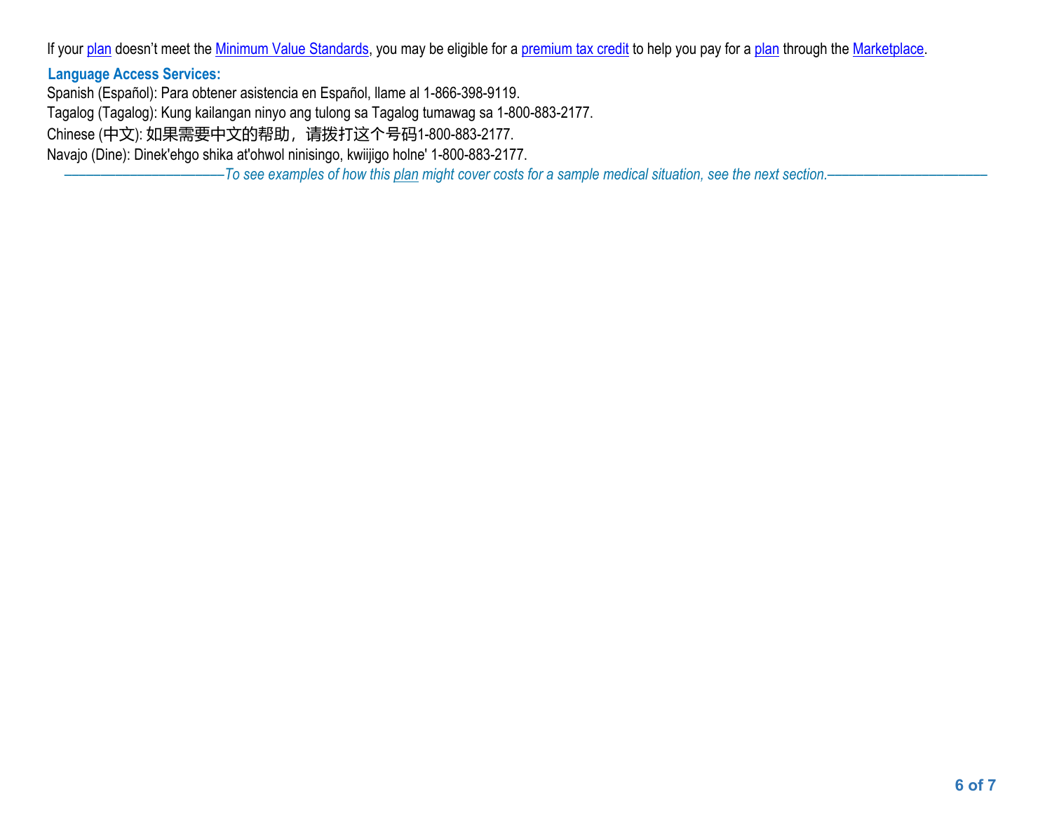If your plan doesn't meet the Minimum Value Standards, you may be eligible for a premium tax credit to help you pay for a plan through the Marketplace.

**Language Access Services:**

Spanish (Español): Para obtener asistencia en Español, llame al 1-866-398-9119.

Tagalog (Tagalog): Kung kailangan ninyo ang tulong sa Tagalog tumawag sa 1-800-883-2177.

Chinese (中文): 如果需要中文的帮助，请拨打这个号码1-800-883-2177.

Navajo (Dine): Dinek'ehgo shika at'ohwol ninisingo, kwiijigo holne' 1-800-883-2177.

*——————————To see examples of how this plan might cover costs for a sample medical situation, see the next section.——————————*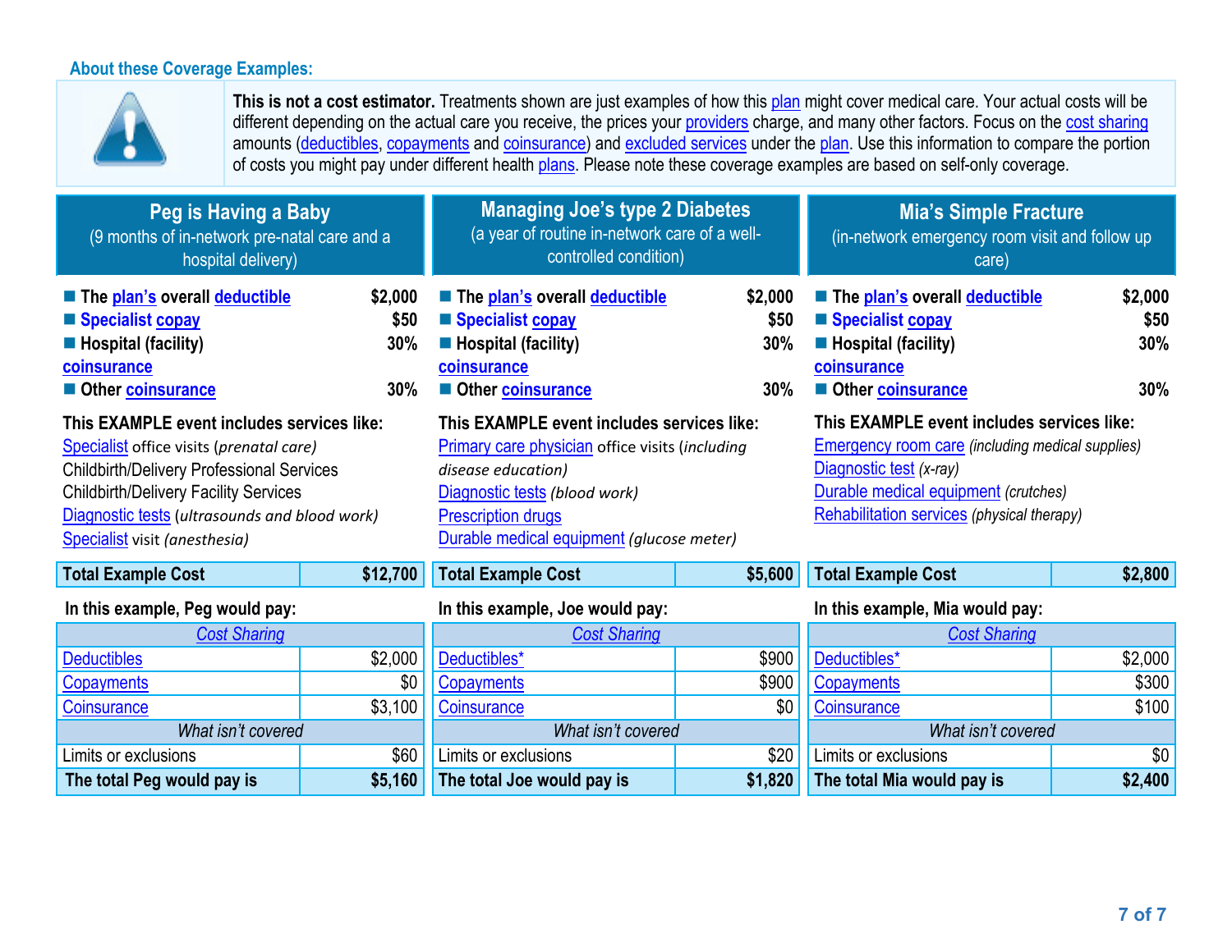### About these Coverage Examples:

**This is not a cost estimator.** Treatments shown are just examples of how this plan might cover medical care. Your actual costs will be different depending on the actual care you receive, the prices your providers charge, and many other factors. Focus on the cost sharing amounts (deductibles, copayments and coinsurance) and excluded services under the plan. Use this information to compare the portion of costs you might pay under different health plans. Please note these coverage examples are based on self-only coverage.

## Peg is Having a Baby

(9 months of in-network pre-natal care and a hospital delivery)

- **The plan's overall deductible** **$2,000**
- **Specialist copay** **$50**
- **Hospital (facility) coinsurance** **30%**
- **Other coinsurance** **30%**

**This EXAMPLE event includes services like:**
Specialist office visits (*prenatal care*)
Childbirth/Delivery Professional Services
Childbirth/Delivery Facility Services
Diagnostic tests (*ultrasounds and blood work*)
Specialist visit (*anesthesia*)

| | |
|---|---|
| **Total Example Cost** | **$12,700** |

**In this example, Peg would pay:**

| *Cost Sharing* | |
|---|---|
| Deductibles | $2,000 |
| Copayments | $0 |
| Coinsurance | $3,100 |
| *What isn't covered* | |
| Limits or exclusions | $60 |
| **The total Peg would pay is** | **$5,160** |

## Managing Joe's type 2 Diabetes

(a year of routine in-network care of a well-controlled condition)

- **The plan's overall deductible** **$2,000**
- **Specialist copay** **$50**
- **Hospital (facility) coinsurance** **30%**
- **Other coinsurance** **30%**

**This EXAMPLE event includes services like:**
Primary care physician office visits (*including disease education*)
Diagnostic tests (*blood work*)
Prescription drugs
Durable medical equipment (*glucose meter*)

| | |
|---|---|
| **Total Example Cost** | **$5,600** |

**In this example, Joe would pay:**

| *Cost Sharing* | |
|---|---|
| Deductibles* | $900 |
| Copayments | $900 |
| Coinsurance | $0 |
| *What isn't covered* | |
| Limits or exclusions | $20 |
| **The total Joe would pay is** | **$1,820** |

## Mia's Simple Fracture

(in-network emergency room visit and follow up care)

- **The plan's overall deductible** **$2,000**
- **Specialist copay** **$50**
- **Hospital (facility) coinsurance** **30%**
- **Other coinsurance** **30%**

**This EXAMPLE event includes services like:**
Emergency room care *(including medical supplies)*
Diagnostic test *(x-ray)*
Durable medical equipment *(crutches)*
Rehabilitation services *(physical therapy)*

| | |
|---|---|
| **Total Example Cost** | **$2,800** |

**In this example, Mia would pay:**

| *Cost Sharing* | |
|---|---|
| Deductibles* | $2,000 |
| Copayments | $300 |
| Coinsurance | $100 |
| *What isn't covered* | |
| Limits or exclusions | $0 |
| **The total Mia would pay is** | **$2,400** |